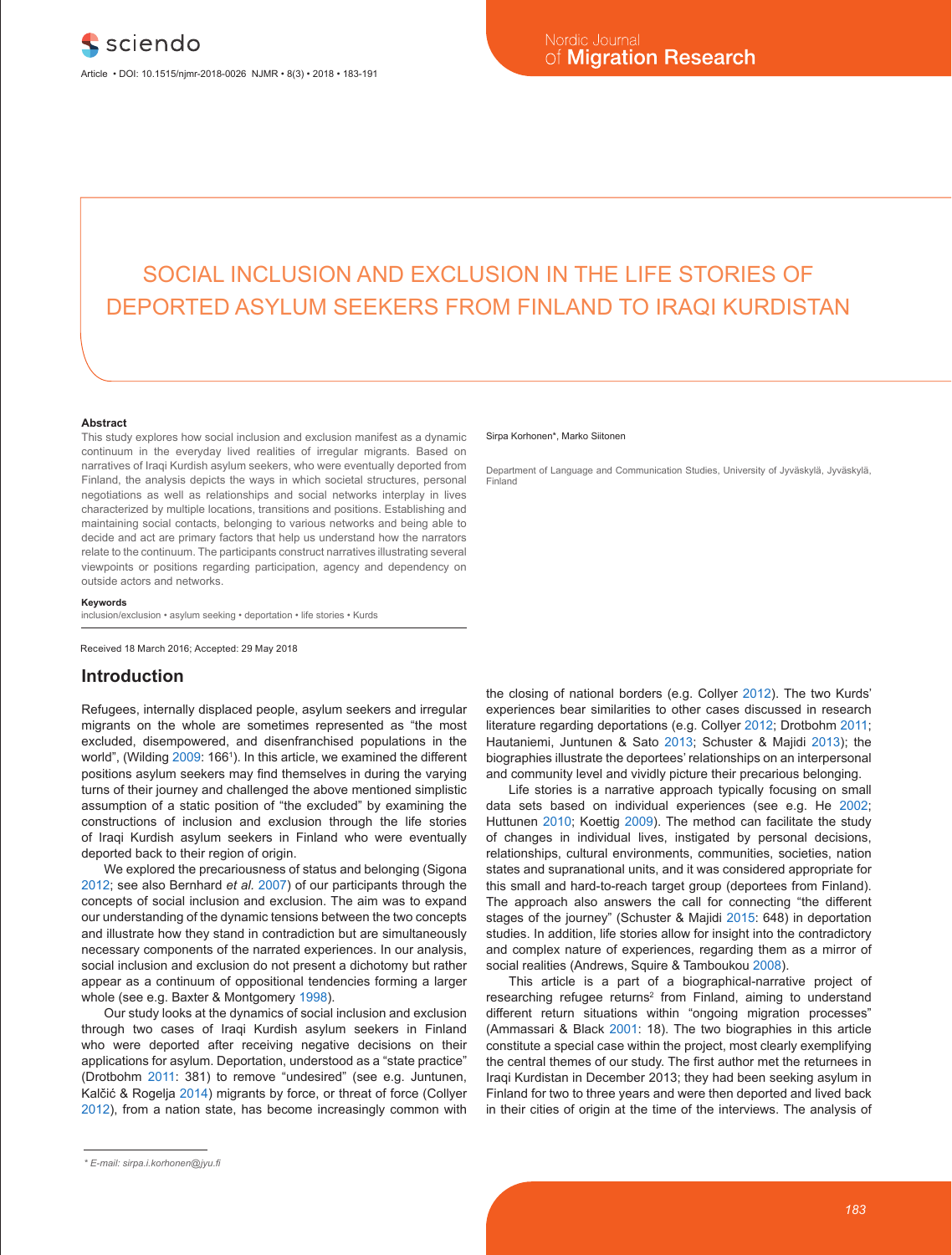# SOCIAL INCLUSION AND EXCLUSION IN THE LIFE STORIES OF DEPORTED ASYLUM SEEKERS FROM FINLAND TO IRAQI KURDISTAN

Sirpa Korhonen*, Marko Siitonen

Department of Language and Communication Studies, University of Jyväskylä, Jyväskylä, Finland

### Abstract

This study explores how social inclusion and exclusion manifest as a dynamic continuum in the everyday lived realities of irregular migrants. Based on narratives of Iraqi Kurdish asylum seekers, who were eventually deported from Finland, the analysis depicts the ways in which societal structures, personal negotiations as well as relationships and social networks interplay in lives characterized by multiple locations, transitions and positions. Establishing and maintaining social contacts, belonging to various networks and being able to decide and act are primary factors that help us understand how the narrators relate to the continuum. The participants construct narratives illustrating several viewpoints or positions regarding participation, agency and dependency on outside actors and networks.

### Keywords

inclusion/exclusion • asylum seeking • deportation • life stories • Kurds

Received 18 March 2016; Accepted: 29 May 2018

## Introduction

Refugees, internally displaced people, asylum seekers and irregular migrants on the whole are sometimes represented as "the most excluded, disempowered, and disenfranchised populations in the world", (Wilding 2009: 166[1]). In this article, we examined the different positions asylum seekers may find themselves in during the varying turns of their journey and challenged the above mentioned simplistic assumption of a static position of "the excluded" by examining the constructions of inclusion and exclusion through the life stories of Iraqi Kurdish asylum seekers in Finland who were eventually deported back to their region of origin.

We explored the precariousness of status and belonging (Sigona 2012; see also Bernhard *et al.* 2007) of our participants through the concepts of social inclusion and exclusion. The aim was to expand our understanding of the dynamic tensions between the two concepts and illustrate how they stand in contradiction but are simultaneously necessary components of the narrated experiences. In our analysis, social inclusion and exclusion do not present a dichotomy but rather appear as a continuum of oppositional tendencies forming a larger whole (see e.g. Baxter & Montgomery 1998).

Our study looks at the dynamics of social inclusion and exclusion through two cases of Iraqi Kurdish asylum seekers in Finland who were deported after receiving negative decisions on their applications for asylum. Deportation, understood as a "state practice" (Drotbohm 2011: 381) to remove "undesired" (see e.g. Juntunen, Kalčić & Rogelja 2014) migrants by force, or threat of force (Collyer 2012), from a nation state, has become increasingly common with the closing of national borders (e.g. Collyer 2012). The two Kurds' experiences bear similarities to other cases discussed in research literature regarding deportations (e.g. Collyer 2012; Drotbohm 2011; Hautaniemi, Juntunen & Sato 2013; Schuster & Majidi 2013); the biographies illustrate the deportees' relationships on an interpersonal and community level and vividly picture their precarious belonging.

Life stories is a narrative approach typically focusing on small data sets based on individual experiences (see e.g. He 2002; Huttunen 2010; Koettig 2009). The method can facilitate the study of changes in individual lives, instigated by personal decisions, relationships, cultural environments, communities, societies, nation states and supranational units, and it was considered appropriate for this small and hard-to-reach target group (deportees from Finland). The approach also answers the call for connecting "the different stages of the journey" (Schuster & Majidi 2015: 648) in deportation studies. In addition, life stories allow for insight into the contradictory and complex nature of experiences, regarding them as a mirror of social realities (Andrews, Squire & Tamboukou 2008).

This article is a part of a biographical-narrative project of researching refugee returns[2] from Finland, aiming to understand different return situations within "ongoing migration processes" (Ammassari & Black 2001: 18). The two biographies in this article constitute a special case within the project, most clearly exemplifying the central themes of our study. The first author met the returnees in Iraqi Kurdistan in December 2013; they had been seeking asylum in Finland for two to three years and were then deported and lived back in their cities of origin at the time of the interviews. The analysis of

* E-mail: sirpa.i.korhonen@jyu.fi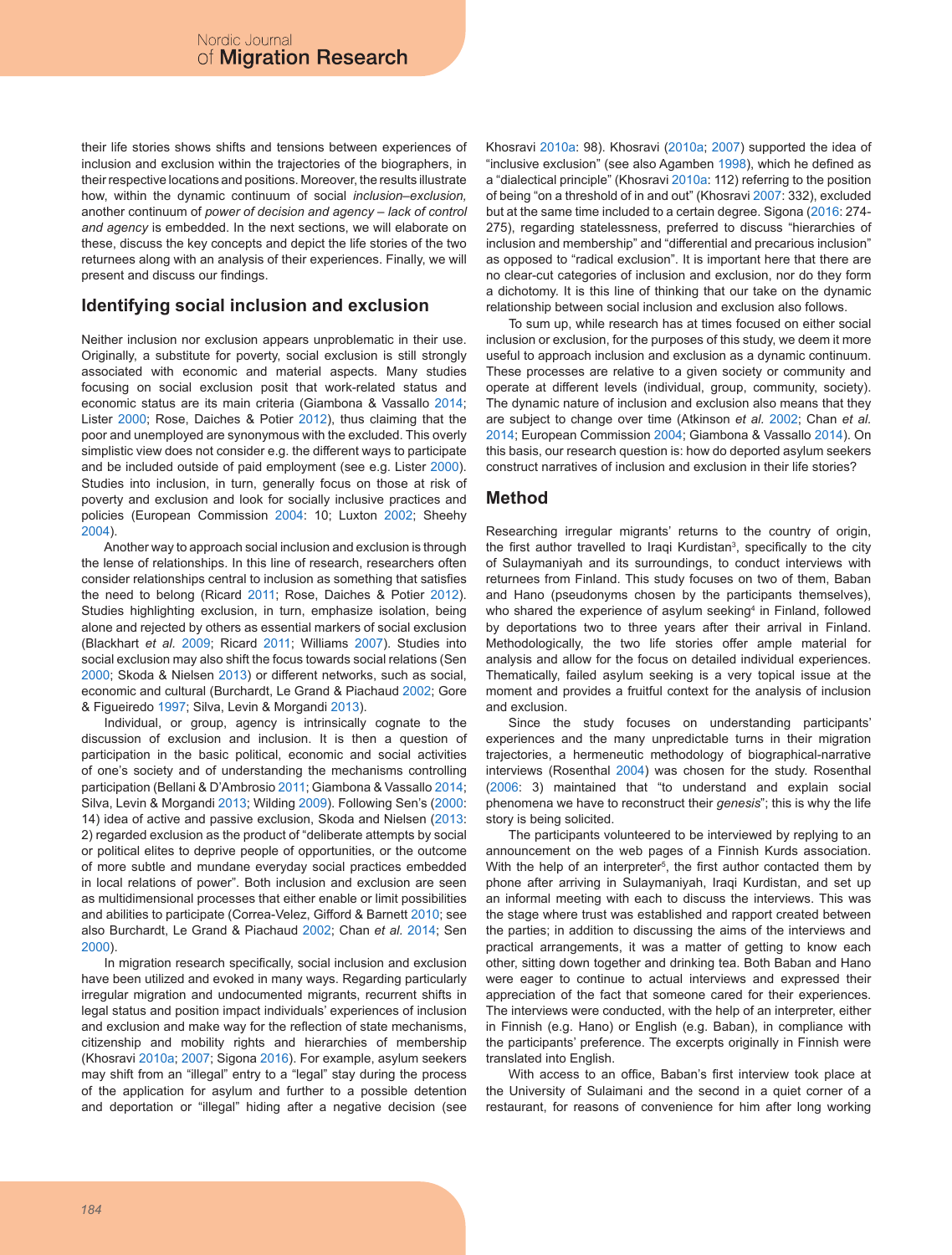their life stories shows shifts and tensions between experiences of inclusion and exclusion within the trajectories of the biographers, in their respective locations and positions. Moreover, the results illustrate how, within the dynamic continuum of social *inclusion–exclusion,* another continuum of *power of decision and agency – lack of control and agency* is embedded. In the next sections, we will elaborate on these, discuss the key concepts and depict the life stories of the two returnees along with an analysis of their experiences. Finally, we will present and discuss our findings.

## Identifying social inclusion and exclusion

Neither inclusion nor exclusion appears unproblematic in their use. Originally, a substitute for poverty, social exclusion is still strongly associated with economic and material aspects. Many studies focusing on social exclusion posit that work-related status and economic status are its main criteria (Giambona & Vassallo 2014; Lister 2000; Rose, Daiches & Potier 2012), thus claiming that the poor and unemployed are synonymous with the excluded. This overly simplistic view does not consider e.g. the different ways to participate and be included outside of paid employment (see e.g. Lister 2000). Studies into inclusion, in turn, generally focus on those at risk of poverty and exclusion and look for socially inclusive practices and policies (European Commission 2004: 10; Luxton 2002; Sheehy 2004).

Another way to approach social inclusion and exclusion is through the lense of relationships. In this line of research, researchers often consider relationships central to inclusion as something that satisfies the need to belong (Ricard 2011; Rose, Daiches & Potier 2012). Studies highlighting exclusion, in turn, emphasize isolation, being alone and rejected by others as essential markers of social exclusion (Blackhart *et al.* 2009; Ricard 2011; Williams 2007). Studies into social exclusion may also shift the focus towards social relations (Sen 2000; Skoda & Nielsen 2013) or different networks, such as social, economic and cultural (Burchardt, Le Grand & Piachaud 2002; Gore & Figueiredo 1997; Silva, Levin & Morgandi 2013).

Individual, or group, agency is intrinsically cognate to the discussion of exclusion and inclusion. It is then a question of participation in the basic political, economic and social activities of one's society and of understanding the mechanisms controlling participation (Bellani & D'Ambrosio 2011; Giambona & Vassallo 2014; Silva, Levin & Morgandi 2013; Wilding 2009). Following Sen's (2000: 14) idea of active and passive exclusion, Skoda and Nielsen (2013: 2) regarded exclusion as the product of "deliberate attempts by social or political elites to deprive people of opportunities, or the outcome of more subtle and mundane everyday social practices embedded in local relations of power". Both inclusion and exclusion are seen as multidimensional processes that either enable or limit possibilities and abilities to participate (Correa-Velez, Gifford & Barnett 2010; see also Burchardt, Le Grand & Piachaud 2002; Chan *et al.* 2014; Sen 2000).

In migration research specifically, social inclusion and exclusion have been utilized and evoked in many ways. Regarding particularly irregular migration and undocumented migrants, recurrent shifts in legal status and position impact individuals' experiences of inclusion and exclusion and make way for the reflection of state mechanisms, citizenship and mobility rights and hierarchies of membership (Khosravi 2010a; 2007; Sigona 2016). For example, asylum seekers may shift from an "illegal" entry to a "legal" stay during the process of the application for asylum and further to a possible detention and deportation or "illegal" hiding after a negative decision (see Khosravi 2010a: 98). Khosravi (2010a; 2007) supported the idea of "inclusive exclusion" (see also Agamben 1998), which he defined as a "dialectical principle" (Khosravi 2010a: 112) referring to the position of being "on a threshold of in and out" (Khosravi 2007: 332), excluded but at the same time included to a certain degree. Sigona (2016: 274-275), regarding statelessness, preferred to discuss "hierarchies of inclusion and membership" and "differential and precarious inclusion" as opposed to "radical exclusion". It is important here that there are no clear-cut categories of inclusion and exclusion, nor do they form a dichotomy. It is this line of thinking that our take on the dynamic relationship between social inclusion and exclusion also follows.

To sum up, while research has at times focused on either social inclusion or exclusion, for the purposes of this study, we deem it more useful to approach inclusion and exclusion as a dynamic continuum. These processes are relative to a given society or community and operate at different levels (individual, group, community, society). The dynamic nature of inclusion and exclusion also means that they are subject to change over time (Atkinson *et al.* 2002; Chan *et al.* 2014; European Commission 2004; Giambona & Vassallo 2014). On this basis, our research question is: how do deported asylum seekers construct narratives of inclusion and exclusion in their life stories?

## Method

Researching irregular migrants' returns to the country of origin, the first author travelled to Iraqi Kurdistan[3], specifically to the city of Sulaymaniyah and its surroundings, to conduct interviews with returnees from Finland. This study focuses on two of them, Baban and Hano (pseudonyms chosen by the participants themselves), who shared the experience of asylum seeking[4] in Finland, followed by deportations two to three years after their arrival in Finland. Methodologically, the two life stories offer ample material for analysis and allow for the focus on detailed individual experiences. Thematically, failed asylum seeking is a very topical issue at the moment and provides a fruitful context for the analysis of inclusion and exclusion.

Since the study focuses on understanding participants' experiences and the many unpredictable turns in their migration trajectories, a hermeneutic methodology of biographical-narrative interviews (Rosenthal 2004) was chosen for the study. Rosenthal (2006: 3) maintained that "to understand and explain social phenomena we have to reconstruct their *genesis*"; this is why the life story is being solicited.

The participants volunteered to be interviewed by replying to an announcement on the web pages of a Finnish Kurds association. With the help of an interpreter[5], the first author contacted them by phone after arriving in Sulaymaniyah, Iraqi Kurdistan, and set up an informal meeting with each to discuss the interviews. This was the stage where trust was established and rapport created between the parties; in addition to discussing the aims of the interviews and practical arrangements, it was a matter of getting to know each other, sitting down together and drinking tea. Both Baban and Hano were eager to continue to actual interviews and expressed their appreciation of the fact that someone cared for their experiences. The interviews were conducted, with the help of an interpreter, either in Finnish (e.g. Hano) or English (e.g. Baban), in compliance with the participants' preference. The excerpts originally in Finnish were translated into English.

With access to an office, Baban's first interview took place at the University of Sulaimani and the second in a quiet corner of a restaurant, for reasons of convenience for him after long working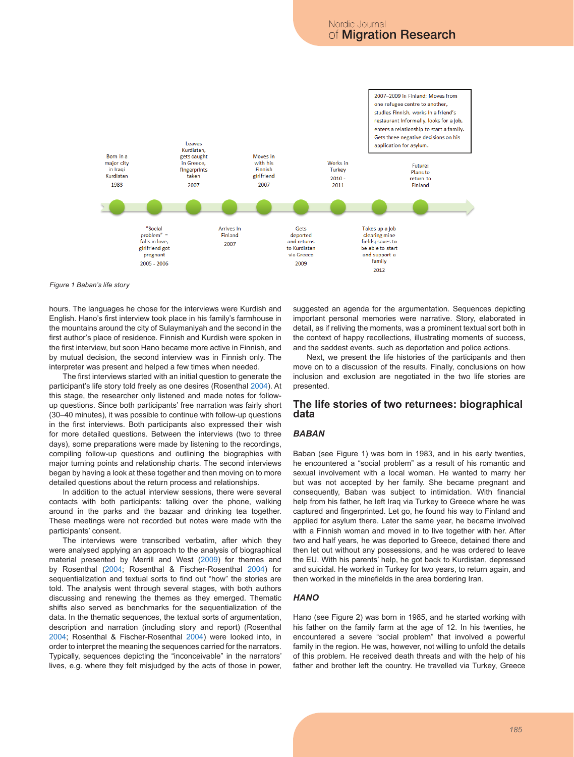2007–2009 in Finland: Moves from one refugee centre to another, studies Finnish, works in a friend's restaurant informally, looks for a job, enters a relationship to start a family. Gets three negative decisions on his application for asylum.

- 1983 – Born in a major city in Iraqi Kurdistan
- 2005 - 2006 – "Social problem" = falls in love, girlfriend got pregnant
- 2007 – Leaves Kurdistan, gets caught in Greece, fingerprints taken
- 2007 – Arrives in Finland
- 2007 – Moves in with his Finnish girlfriend
- 2009 – Gets deported and returns to Kurdistan via Greece
- 2010 - 2011 – Works in Turkey
- 2012 – Takes up a job clearing mine fields; saves to be able to start and support a family
- Future: Plans to return to Finland

*Figure 1 Baban's life story*

hours. The languages he chose for the interviews were Kurdish and English. Hano's first interview took place in his family's farmhouse in the mountains around the city of Sulaymaniyah and the second in the first author's place of residence. Finnish and Kurdish were spoken in the first interview, but soon Hano became more active in Finnish, and by mutual decision, the second interview was in Finnish only. The interpreter was present and helped a few times when needed.

The first interviews started with an initial question to generate the participant's life story told freely as one desires (Rosenthal 2004). At this stage, the researcher only listened and made notes for follow-up questions. Since both participants' free narration was fairly short (30–40 minutes), it was possible to continue with follow-up questions in the first interviews. Both participants also expressed their wish for more detailed questions. Between the interviews (two to three days), some preparations were made by listening to the recordings, compiling follow-up questions and outlining the biographies with major turning points and relationship charts. The second interviews began by having a look at these together and then moving on to more detailed questions about the return process and relationships.

In addition to the actual interview sessions, there were several contacts with both participants: talking over the phone, walking around in the parks and the bazaar and drinking tea together. These meetings were not recorded but notes were made with the participants' consent.

The interviews were transcribed verbatim, after which they were analysed applying an approach to the analysis of biographical material presented by Merrill and West (2009) for themes and by Rosenthal (2004; Rosenthal & Fischer-Rosenthal 2004) for sequentialization and textual sorts to find out "how" the stories are told. The analysis went through several stages, with both authors discussing and renewing the themes as they emerged. Thematic shifts also served as benchmarks for the sequentialization of the data. In the thematic sequences, the textual sorts of argumentation, description and narration (including story and report) (Rosenthal 2004; Rosenthal & Fischer-Rosenthal 2004) were looked into, in order to interpret the meaning the sequences carried for the narrators. Typically, sequences depicting the "inconceivable" in the narrators' lives, e.g. where they felt misjudged by the acts of those in power, suggested an agenda for the argumentation. Sequences depicting important personal memories were narrative. Story, elaborated in detail, as if reliving the moments, was a prominent textual sort both in the context of happy recollections, illustrating moments of success, and the saddest events, such as deportation and police actions.

Next, we present the life histories of the participants and then move on to a discussion of the results. Finally, conclusions on how inclusion and exclusion are negotiated in the two life stories are presented.

## The life stories of two returnees: biographical data

### *BABAN*

Baban (see Figure 1) was born in 1983, and in his early twenties, he encountered a "social problem" as a result of his romantic and sexual involvement with a local woman. He wanted to marry her but was not accepted by her family. She became pregnant and consequently, Baban was subject to intimidation. With financial help from his father, he left Iraq via Turkey to Greece where he was captured and fingerprinted. Let go, he found his way to Finland and applied for asylum there. Later the same year, he became involved with a Finnish woman and moved in to live together with her. After two and half years, he was deported to Greece, detained there and then let out without any possessions, and he was ordered to leave the EU. With his parents' help, he got back to Kurdistan, depressed and suicidal. He worked in Turkey for two years, to return again, and then worked in the minefields in the area bordering Iran.

### *HANO*

Hano (see Figure 2) was born in 1985, and he started working with his father on the family farm at the age of 12. In his twenties, he encountered a severe "social problem" that involved a powerful family in the region. He was, however, not willing to unfold the details of this problem. He received death threats and with the help of his father and brother left the country. He travelled via Turkey, Greece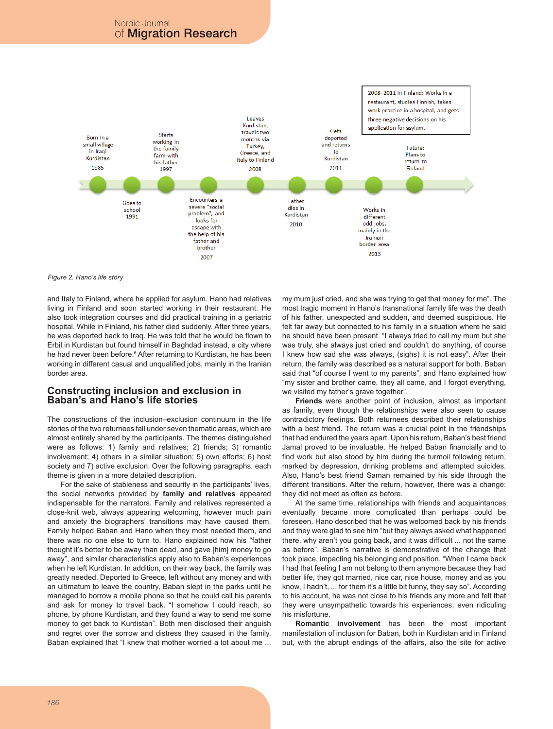Born in a small village in Iraqi Kurdistan 1985

Goes to school 1991

Starts working in the family farm with his father 1997

Encounters a severe "social problem", and looks for escape with the help of his father and brother 2007

Leaves Kurdistan, travels two months via Turkey, Greece, and Italy to Finland 2008

2008–2011 in Finland: Works in a restaurant, studies Finnish, takes work practice in a hospital, and gets three negative decisions on his application for asylum.

Father dies in Kurdistan 2010

Gets deported and returns to Kurdistan 2011

Works in different odd jobs, mainly in the Iranian border area 2013

Future: Plans to return to Finland

*Figure 2. Hano's life story*

and Italy to Finland, where he applied for asylum. Hano had relatives living in Finland and soon started working in their restaurant. He also took integration courses and did practical training in a geriatric hospital. While in Finland, his father died suddenly. After three years, he was deported back to Iraq. He was told that he would be flown to Erbil in Kurdistan but found himself in Baghdad instead, a city where he had never been before.[6] After returning to Kurdistan, he has been working in different casual and unqualified jobs, mainly in the Iranian border area.

## Constructing inclusion and exclusion in Baban's and Hano's life stories

The constructions of the inclusion–exclusion continuum in the life stories of the two returnees fall under seven thematic areas, which are almost entirely shared by the participants. The themes distinguished were as follows: 1) family and relatives; 2) friends; 3) romantic involvement; 4) others in a similar situation; 5) own efforts; 6) host society and 7) active exclusion. Over the following paragraphs, each theme is given in a more detailed description.

For the sake of stableness and security in the participants' lives, the social networks provided by **family and relatives** appeared indispensable for the narrators. Family and relatives represented a close-knit web, always appearing welcoming, however much pain and anxiety the biographers' transitions may have caused them. Family helped Baban and Hano when they most needed them, and there was no one else to turn to. Hano explained how his "father thought it's better to be away than dead, and gave [him] money to go away", and similar characteristics apply also to Baban's experiences when he left Kurdistan. In addition, on their way back, the family was greatly needed. Deported to Greece, left without any money and with an ultimatum to leave the country, Baban slept in the parks until he managed to borrow a mobile phone so that he could call his parents and ask for money to travel back. "I somehow I could reach, so phone, by phone Kurdistan, and they found a way to send me some money to get back to Kurdistan". Both men disclosed their anguish and regret over the sorrow and distress they caused in the family. Baban explained that "I knew that mother worried a lot about me ... my mum just cried, and she was trying to get that money for me". The most tragic moment in Hano's transnational family life was the death of his father, which had been unexpected and sudden, and deemed suspicious. He felt far away but connected to his family in a situation where he said he should have been present. "I always tried to call my mum but she was truly, she always just cried and couldn't do anything, of course I knew how sad she was always, (sighs) it is not easy". After their return, the family was described as a natural support for both. Baban said that "of course I went to my parents", and Hano explained how "my sister and brother came, they all came, and I forgot everything, we visited my father's grave together".

**Friends** were another point of inclusion, almost as important as family, even though the relationships were also seen to cause contradictory feelings. Both returnees described their relationships with a best friend. The return was a crucial point in the friendships that had endured the years apart. Upon his return, Baban's best friend Jamal proved to be invaluable. He helped Baban financially and to find work but also stood by him during the turmoil following return, marked by depression, drinking problems and attempted suicides. Also, Hano's best friend Saman remained by his side through the different transitions. After the return, however, there was a change: they did not meet as often as before.

At the same time, relationships with friends and acquaintances eventually became more complicated than perhaps could be foreseen. Hano described that he was welcomed back by his friends and they were glad to see him "but they always asked what happened there, why aren't you going back, and it was difficult ... not the same as before". Baban's narrative is demonstrative of the change that took place, impacting his belonging and position. "When I came back I had that feeling I am not belong to them anymore because they had better life, they got married, nice car, nice house, money and as you know, I hadn't, ... for them it's a little bit funny, they say so". According to his account, he was not close to his friends any more and felt that they were unsympathetic towards his experiences, even ridiculing his misfortune.

**Romantic involvement** has been the most important manifestation of inclusion for Baban, both in Kurdistan and in Finland but, with the abrupt endings of the affairs, also the site for active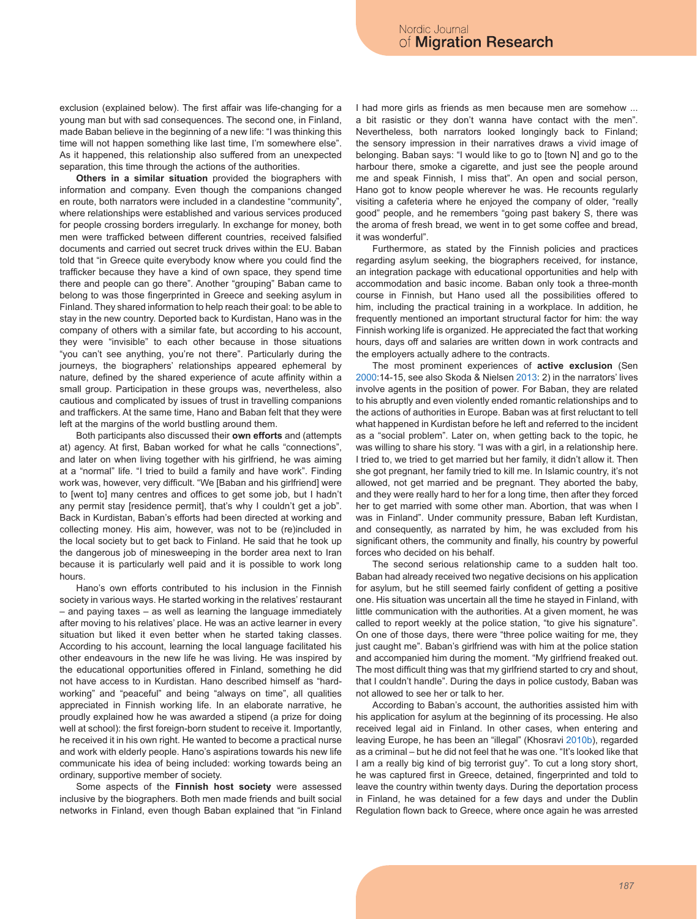exclusion (explained below). The first affair was life-changing for a young man but with sad consequences. The second one, in Finland, made Baban believe in the beginning of a new life: "I was thinking this time will not happen something like last time, I'm somewhere else". As it happened, this relationship also suffered from an unexpected separation, this time through the actions of the authorities.

**Others in a similar situation** provided the biographers with information and company. Even though the companions changed en route, both narrators were included in a clandestine "community", where relationships were established and various services produced for people crossing borders irregularly. In exchange for money, both men were trafficked between different countries, received falsified documents and carried out secret truck drives within the EU. Baban told that "in Greece quite everybody know where you could find the trafficker because they have a kind of own space, they spend time there and people can go there". Another "grouping" Baban came to belong to was those fingerprinted in Greece and seeking asylum in Finland. They shared information to help reach their goal: to be able to stay in the new country. Deported back to Kurdistan, Hano was in the company of others with a similar fate, but according to his account, they were "invisible" to each other because in those situations "you can't see anything, you're not there". Particularly during the journeys, the biographers' relationships appeared ephemeral by nature, defined by the shared experience of acute affinity within a small group. Participation in these groups was, nevertheless, also cautious and complicated by issues of trust in travelling companions and traffickers. At the same time, Hano and Baban felt that they were left at the margins of the world bustling around them.

Both participants also discussed their **own efforts** and (attempts at) agency. At first, Baban worked for what he calls "connections", and later on when living together with his girlfriend, he was aiming at a "normal" life. "I tried to build a family and have work". Finding work was, however, very difficult. "We [Baban and his girlfriend] were to [went to] many centres and offices to get some job, but I hadn't any permit stay [residence permit], that's why I couldn't get a job". Back in Kurdistan, Baban's efforts had been directed at working and collecting money. His aim, however, was not to be (re)included in the local society but to get back to Finland. He said that he took up the dangerous job of minesweeping in the border area next to Iran because it is particularly well paid and it is possible to work long hours.

Hano's own efforts contributed to his inclusion in the Finnish society in various ways. He started working in the relatives' restaurant – and paying taxes – as well as learning the language immediately after moving to his relatives' place. He was an active learner in every situation but liked it even better when he started taking classes. According to his account, learning the local language facilitated his other endeavours in the new life he was living. He was inspired by the educational opportunities offered in Finland, something he did not have access to in Kurdistan. Hano described himself as "hard-working" and "peaceful" and being "always on time", all qualities appreciated in Finnish working life. In an elaborate narrative, he proudly explained how he was awarded a stipend (a prize for doing well at school): the first foreign-born student to receive it. Importantly, he received it in his own right. He wanted to become a practical nurse and work with elderly people. Hano's aspirations towards his new life communicate his idea of being included: working towards being an ordinary, supportive member of society.

Some aspects of the **Finnish host society** were assessed inclusive by the biographers. Both men made friends and built social networks in Finland, even though Baban explained that "in Finland I had more girls as friends as men because men are somehow ... a bit rasistic or they don't wanna have contact with the men". Nevertheless, both narrators looked longingly back to Finland; the sensory impression in their narratives draws a vivid image of belonging. Baban says: "I would like to go to [town N] and go to the harbour there, smoke a cigarette, and just see the people around me and speak Finnish, I miss that". An open and social person, Hano got to know people wherever he was. He recounts regularly visiting a cafeteria where he enjoyed the company of older, "really good" people, and he remembers "going past bakery S, there was the aroma of fresh bread, we went in to get some coffee and bread, it was wonderful".

Furthermore, as stated by the Finnish policies and practices regarding asylum seeking, the biographers received, for instance, an integration package with educational opportunities and help with accommodation and basic income. Baban only took a three-month course in Finnish, but Hano used all the possibilities offered to him, including the practical training in a workplace. In addition, he frequently mentioned an important structural factor for him: the way Finnish working life is organized. He appreciated the fact that working hours, days off and salaries are written down in work contracts and the employers actually adhere to the contracts.

The most prominent experiences of **active exclusion** (Sen 2000:14-15, see also Skoda & Nielsen 2013: 2) in the narrators' lives involve agents in the position of power. For Baban, they are related to his abruptly and even violently ended romantic relationships and to the actions of authorities in Europe. Baban was at first reluctant to tell what happened in Kurdistan before he left and referred to the incident as a "social problem". Later on, when getting back to the topic, he was willing to share his story. "I was with a girl, in a relationship here. I tried to, we tried to get married but her family, it didn't allow it. Then she got pregnant, her family tried to kill me. In Islamic country, it's not allowed, not get married and be pregnant. They aborted the baby, and they were really hard to her for a long time, then after they forced her to get married with some other man. Abortion, that was when I was in Finland". Under community pressure, Baban left Kurdistan, and consequently, as narrated by him, he was excluded from his significant others, the community and finally, his country by powerful forces who decided on his behalf.

The second serious relationship came to a sudden halt too. Baban had already received two negative decisions on his application for asylum, but he still seemed fairly confident of getting a positive one. His situation was uncertain all the time he stayed in Finland, with little communication with the authorities. At a given moment, he was called to report weekly at the police station, "to give his signature". On one of those days, there were "three police waiting for me, they just caught me". Baban's girlfriend was with him at the police station and accompanied him during the moment. "My girlfriend freaked out. The most difficult thing was that my girlfriend started to cry and shout, that I couldn't handle". During the days in police custody, Baban was not allowed to see her or talk to her.

According to Baban's account, the authorities assisted him with his application for asylum at the beginning of its processing. He also received legal aid in Finland. In other cases, when entering and leaving Europe, he has been an "illegal" (Khosravi 2010b), regarded as a criminal – but he did not feel that he was one. "It's looked like that I am a really big kind of big terrorist guy". To cut a long story short, he was captured first in Greece, detained, fingerprinted and told to leave the country within twenty days. During the deportation process in Finland, he was detained for a few days and under the Dublin Regulation flown back to Greece, where once again he was arrested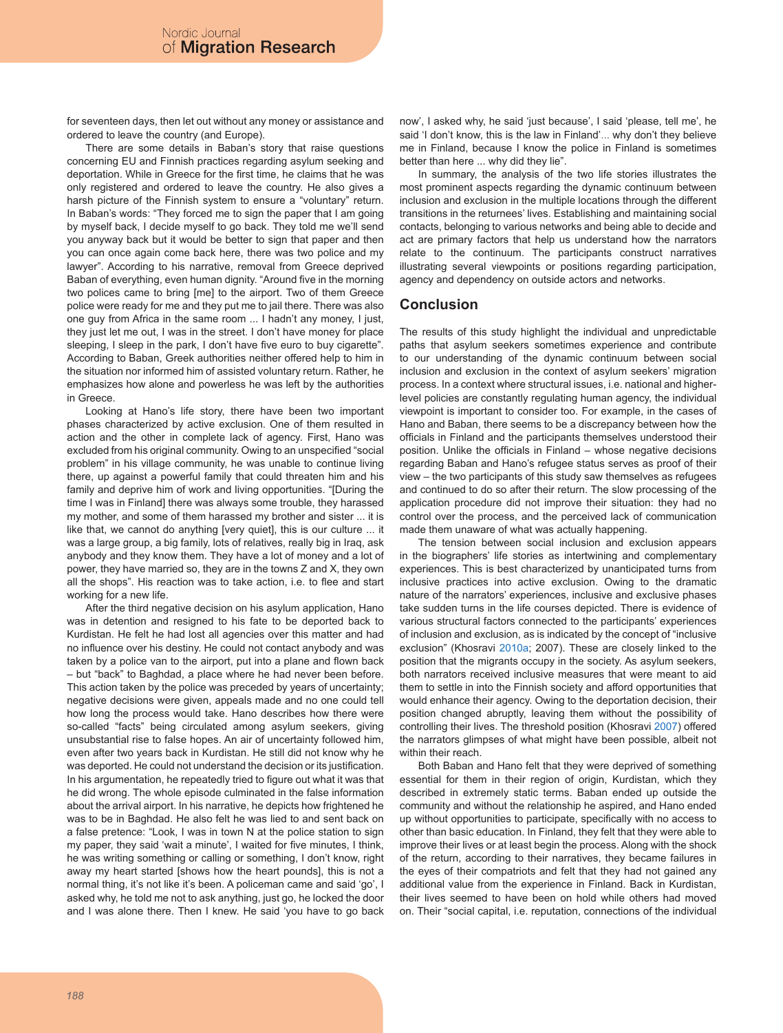for seventeen days, then let out without any money or assistance and ordered to leave the country (and Europe).

There are some details in Baban's story that raise questions concerning EU and Finnish practices regarding asylum seeking and deportation. While in Greece for the first time, he claims that he was only registered and ordered to leave the country. He also gives a harsh picture of the Finnish system to ensure a "voluntary" return. In Baban's words: "They forced me to sign the paper that I am going by myself back, I decide myself to go back. They told me we'll send you anyway back but it would be better to sign that paper and then you can once again come back here, there was two police and my lawyer". According to his narrative, removal from Greece deprived Baban of everything, even human dignity. "Around five in the morning two polices came to bring [me] to the airport. Two of them Greece police were ready for me and they put me to jail there. There was also one guy from Africa in the same room ... I hadn't any money, I just, they just let me out, I was in the street. I don't have money for place sleeping, I sleep in the park, I don't have five euro to buy cigarette". According to Baban, Greek authorities neither offered help to him in the situation nor informed him of assisted voluntary return. Rather, he emphasizes how alone and powerless he was left by the authorities in Greece.

Looking at Hano's life story, there have been two important phases characterized by active exclusion. One of them resulted in action and the other in complete lack of agency. First, Hano was excluded from his original community. Owing to an unspecified "social problem" in his village community, he was unable to continue living there, up against a powerful family that could threaten him and his family and deprive him of work and living opportunities. "[During the time I was in Finland] there was always some trouble, they harassed my mother, and some of them harassed my brother and sister ... it is like that, we cannot do anything [very quiet], this is our culture ... it was a large group, a big family, lots of relatives, really big in Iraq, ask anybody and they know them. They have a lot of money and a lot of power, they have married so, they are in the towns Z and X, they own all the shops". His reaction was to take action, i.e. to flee and start working for a new life.

After the third negative decision on his asylum application, Hano was in detention and resigned to his fate to be deported back to Kurdistan. He felt he had lost all agencies over this matter and had no influence over his destiny. He could not contact anybody and was taken by a police van to the airport, put into a plane and flown back – but "back" to Baghdad, a place where he had never been before. This action taken by the police was preceded by years of uncertainty; negative decisions were given, appeals made and no one could tell how long the process would take. Hano describes how there were so-called "facts" being circulated among asylum seekers, giving unsubstantial rise to false hopes. An air of uncertainty followed him, even after two years back in Kurdistan. He still did not know why he was deported. He could not understand the decision or its justification. In his argumentation, he repeatedly tried to figure out what it was that he did wrong. The whole episode culminated in the false information about the arrival airport. In his narrative, he depicts how frightened he was to be in Baghdad. He also felt he was lied to and sent back on a false pretence: "Look, I was in town N at the police station to sign my paper, they said 'wait a minute', I waited for five minutes, I think, he was writing something or calling or something, I don't know, right away my heart started [shows how the heart pounds], this is not a normal thing, it's not like it's been. A policeman came and said 'go', I asked why, he told me not to ask anything, just go, he locked the door and I was alone there. Then I knew. He said 'you have to go back now', I asked why, he said 'just because', I said 'please, tell me', he said 'I don't know, this is the law in Finland'... why don't they believe me in Finland, because I know the police in Finland is sometimes better than here ... why did they lie".

In summary, the analysis of the two life stories illustrates the most prominent aspects regarding the dynamic continuum between inclusion and exclusion in the multiple locations through the different transitions in the returnees' lives. Establishing and maintaining social contacts, belonging to various networks and being able to decide and act are primary factors that help us understand how the narrators relate to the continuum. The participants construct narratives illustrating several viewpoints or positions regarding participation, agency and dependency on outside actors and networks.

## Conclusion

The results of this study highlight the individual and unpredictable paths that asylum seekers sometimes experience and contribute to our understanding of the dynamic continuum between social inclusion and exclusion in the context of asylum seekers' migration process. In a context where structural issues, i.e. national and higher-level policies are constantly regulating human agency, the individual viewpoint is important to consider too. For example, in the cases of Hano and Baban, there seems to be a discrepancy between how the officials in Finland and the participants themselves understood their position. Unlike the officials in Finland – whose negative decisions regarding Baban and Hano's refugee status serves as proof of their view – the two participants of this study saw themselves as refugees and continued to do so after their return. The slow processing of the application procedure did not improve their situation: they had no control over the process, and the perceived lack of communication made them unaware of what was actually happening.

The tension between social inclusion and exclusion appears in the biographers' life stories as intertwining and complementary experiences. This is best characterized by unanticipated turns from inclusive practices into active exclusion. Owing to the dramatic nature of the narrators' experiences, inclusive and exclusive phases take sudden turns in the life courses depicted. There is evidence of various structural factors connected to the participants' experiences of inclusion and exclusion, as is indicated by the concept of "inclusive exclusion" (Khosravi 2010a; 2007). These are closely linked to the position that the migrants occupy in the society. As asylum seekers, both narrators received inclusive measures that were meant to aid them to settle in into the Finnish society and afford opportunities that would enhance their agency. Owing to the deportation decision, their position changed abruptly, leaving them without the possibility of controlling their lives. The threshold position (Khosravi 2007) offered the narrators glimpses of what might have been possible, albeit not within their reach.

Both Baban and Hano felt that they were deprived of something essential for them in their region of origin, Kurdistan, which they described in extremely static terms. Baban ended up outside the community and without the relationship he aspired, and Hano ended up without opportunities to participate, specifically with no access to other than basic education. In Finland, they felt that they were able to improve their lives or at least begin the process. Along with the shock of the return, according to their narratives, they became failures in the eyes of their compatriots and felt that they had not gained any additional value from the experience in Finland. Back in Kurdistan, their lives seemed to have been on hold while others had moved on. Their "social capital, i.e. reputation, connections of the individual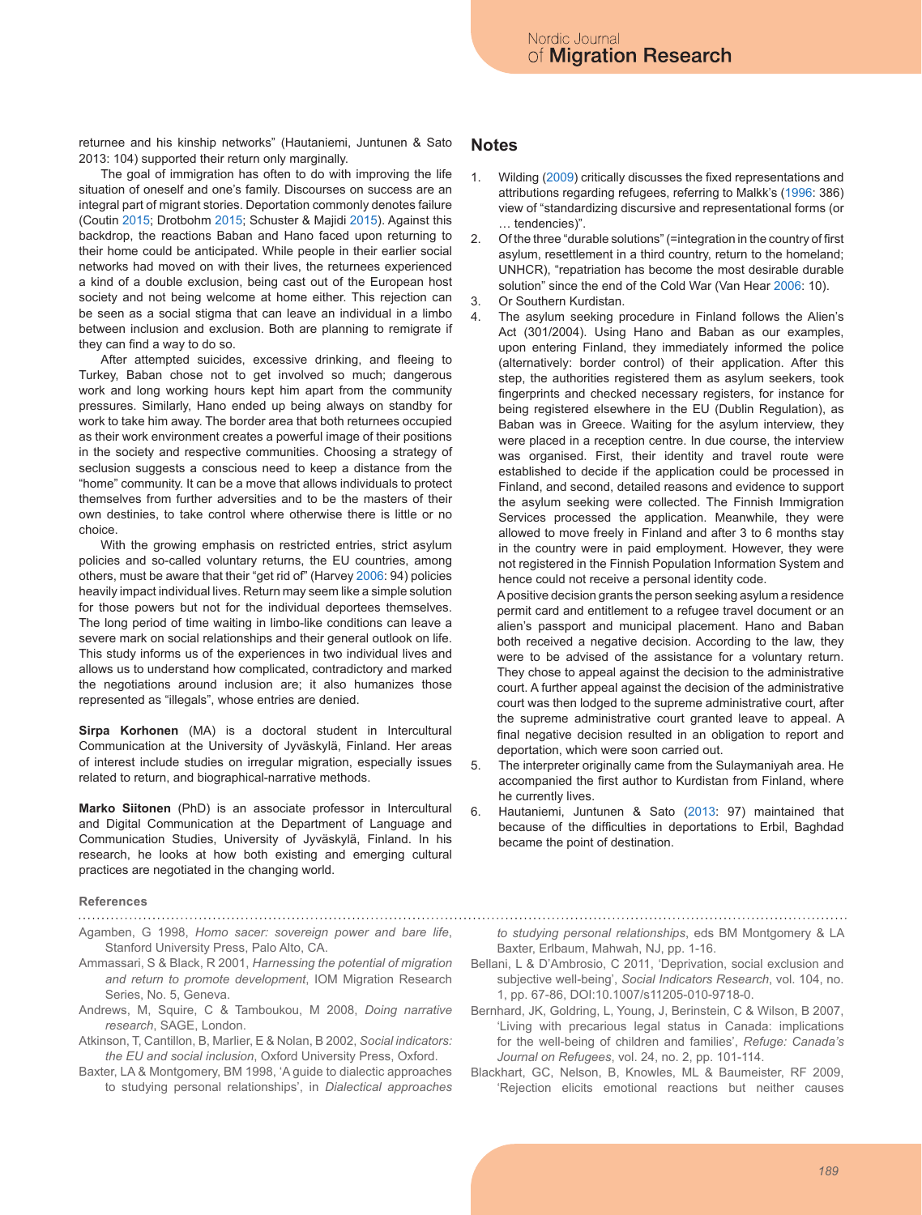returnee and his kinship networks" (Hautaniemi, Juntunen & Sato 2013: 104) supported their return only marginally.

The goal of immigration has often to do with improving the life situation of oneself and one's family. Discourses on success are an integral part of migrant stories. Deportation commonly denotes failure (Coutin 2015; Drotbohm 2015; Schuster & Majidi 2015). Against this backdrop, the reactions Baban and Hano faced upon returning to their home could be anticipated. While people in their earlier social networks had moved on with their lives, the returnees experienced a kind of a double exclusion, being cast out of the European host society and not being welcome at home either. This rejection can be seen as a social stigma that can leave an individual in a limbo between inclusion and exclusion. Both are planning to remigrate if they can find a way to do so.

After attempted suicides, excessive drinking, and fleeing to Turkey, Baban chose not to get involved so much; dangerous work and long working hours kept him apart from the community pressures. Similarly, Hano ended up being always on standby for work to take him away. The border area that both returnees occupied as their work environment creates a powerful image of their positions in the society and respective communities. Choosing a strategy of seclusion suggests a conscious need to keep a distance from the "home" community. It can be a move that allows individuals to protect themselves from further adversities and to be the masters of their own destinies, to take control where otherwise there is little or no choice.

With the growing emphasis on restricted entries, strict asylum policies and so-called voluntary returns, the EU countries, among others, must be aware that their "get rid of" (Harvey 2006: 94) policies heavily impact individual lives. Return may seem like a simple solution for those powers but not for the individual deportees themselves. The long period of time waiting in limbo-like conditions can leave a severe mark on social relationships and their general outlook on life. This study informs us of the experiences in two individual lives and allows us to understand how complicated, contradictory and marked the negotiations around inclusion are; it also humanizes those represented as "illegals", whose entries are denied.

**Sirpa Korhonen** (MA) is a doctoral student in Intercultural Communication at the University of Jyväskylä, Finland. Her areas of interest include studies on irregular migration, especially issues related to return, and biographical-narrative methods.

**Marko Siitonen** (PhD) is an associate professor in Intercultural and Digital Communication at the Department of Language and Communication Studies, University of Jyväskylä, Finland. In his research, he looks at how both existing and emerging cultural practices are negotiated in the changing world.

## Notes

1. Wilding (2009) critically discusses the fixed representations and attributions regarding refugees, referring to Malkk's (1996: 386) view of "standardizing discursive and representational forms (or … tendencies)".
2. Of the three "durable solutions" (=integration in the country of first asylum, resettlement in a third country, return to the homeland; UNHCR), "repatriation has become the most desirable durable solution" since the end of the Cold War (Van Hear 2006: 10).
3. Or Southern Kurdistan.
4. The asylum seeking procedure in Finland follows the Alien's Act (301/2004). Using Hano and Baban as our examples, upon entering Finland, they immediately informed the police (alternatively: border control) of their application. After this step, the authorities registered them as asylum seekers, took fingerprints and checked necessary registers, for instance for being registered elsewhere in the EU (Dublin Regulation), as Baban was in Greece. Waiting for the asylum interview, they were placed in a reception centre. In due course, the interview was organised. First, their identity and travel route were established to decide if the application could be processed in Finland, and second, detailed reasons and evidence to support the asylum seeking were collected. The Finnish Immigration Services processed the application. Meanwhile, they were allowed to move freely in Finland and after 3 to 6 months stay in the country were in paid employment. However, they were not registered in the Finnish Population Information System and hence could not receive a personal identity code.

   A positive decision grants the person seeking asylum a residence permit card and entitlement to a refugee travel document or an alien's passport and municipal placement. Hano and Baban both received a negative decision. According to the law, they were to be advised of the assistance for a voluntary return. They chose to appeal against the decision to the administrative court. A further appeal against the decision of the administrative court was then lodged to the supreme administrative court, after the supreme administrative court granted leave to appeal. A final negative decision resulted in an obligation to report and deportation, which were soon carried out.
5. The interpreter originally came from the Sulaymaniyah area. He accompanied the first author to Kurdistan from Finland, where he currently lives.
6. Hautaniemi, Juntunen & Sato (2013: 97) maintained that because of the difficulties in deportations to Erbil, Baghdad became the point of destination.

### References

Agamben, G 1998, *Homo sacer: sovereign power and bare life*, Stanford University Press, Palo Alto, CA.

Ammassari, S & Black, R 2001, *Harnessing the potential of migration and return to promote development*, IOM Migration Research Series, No. 5, Geneva.

Andrews, M, Squire, C & Tamboukou, M 2008, *Doing narrative research*, SAGE, London.

Atkinson, T, Cantillon, B, Marlier, E & Nolan, B 2002, *Social indicators: the EU and social inclusion*, Oxford University Press, Oxford.

Baxter, LA & Montgomery, BM 1998, 'A guide to dialectic approaches to studying personal relationships', in *Dialectical approaches to studying personal relationships*, eds BM Montgomery & LA Baxter, Erlbaum, Mahwah, NJ, pp. 1-16.

Bellani, L & D'Ambrosio, C 2011, 'Deprivation, social exclusion and subjective well-being', *Social Indicators Research*, vol. 104, no. 1, pp. 67-86, DOI:10.1007/s11205-010-9718-0.

Bernhard, JK, Goldring, L, Young, J, Berinstein, C & Wilson, B 2007, 'Living with precarious legal status in Canada: implications for the well-being of children and families', *Refuge: Canada's Journal on Refugees*, vol. 24, no. 2, pp. 101-114.

Blackhart, GC, Nelson, B, Knowles, ML & Baumeister, RF 2009, 'Rejection elicits emotional reactions but neither causes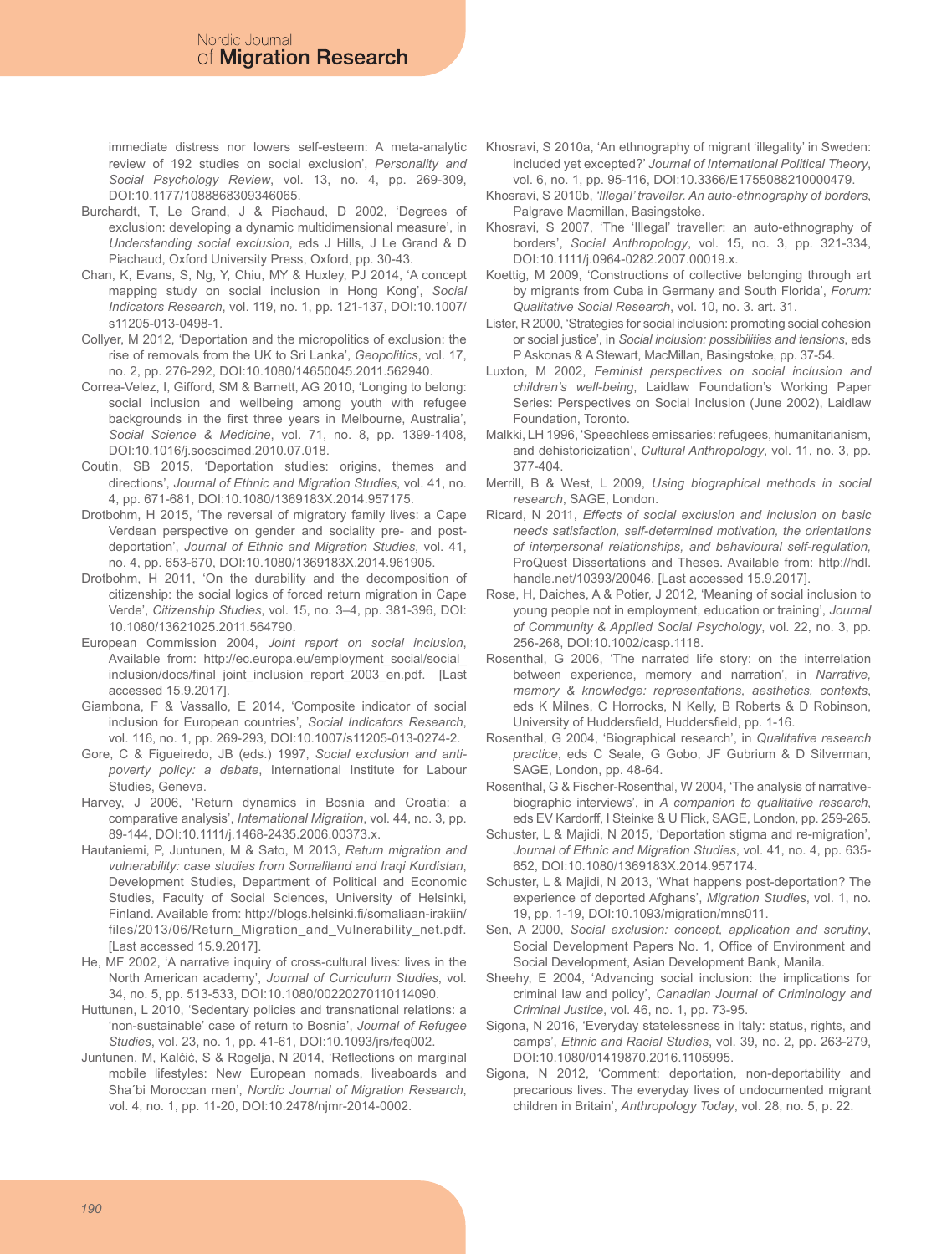immediate distress nor lowers self-esteem: A meta-analytic review of 192 studies on social exclusion', *Personality and Social Psychology Review*, vol. 13, no. 4, pp. 269-309, DOI:10.1177/1088868309346065.

Burchardt, T, Le Grand, J & Piachaud, D 2002, 'Degrees of exclusion: developing a dynamic multidimensional measure', in *Understanding social exclusion*, eds J Hills, J Le Grand & D Piachaud, Oxford University Press, Oxford, pp. 30-43.

Chan, K, Evans, S, Ng, Y, Chiu, MY & Huxley, PJ 2014, 'A concept mapping study on social inclusion in Hong Kong', *Social Indicators Research*, vol. 119, no. 1, pp. 121-137, DOI:10.1007/s11205-013-0498-1.

Collyer, M 2012, 'Deportation and the micropolitics of exclusion: the rise of removals from the UK to Sri Lanka', *Geopolitics*, vol. 17, no. 2, pp. 276-292, DOI:10.1080/14650045.2011.562940.

Correa-Velez, I, Gifford, SM & Barnett, AG 2010, 'Longing to belong: social inclusion and wellbeing among youth with refugee backgrounds in the first three years in Melbourne, Australia', *Social Science & Medicine*, vol. 71, no. 8, pp. 1399-1408, DOI:10.1016/j.socscimed.2010.07.018.

Coutin, SB 2015, 'Deportation studies: origins, themes and directions', *Journal of Ethnic and Migration Studies*, vol. 41, no. 4, pp. 671-681, DOI:10.1080/1369183X.2014.957175.

Drotbohm, H 2015, 'The reversal of migratory family lives: a Cape Verdean perspective on gender and sociality pre- and post-deportation', *Journal of Ethnic and Migration Studies*, vol. 41, no. 4, pp. 653-670, DOI:10.1080/1369183X.2014.961905.

Drotbohm, H 2011, 'On the durability and the decomposition of citizenship: the social logics of forced return migration in Cape Verde', *Citizenship Studies*, vol. 15, no. 3–4, pp. 381-396, DOI: 10.1080/13621025.2011.564790.

European Commission 2004, *Joint report on social inclusion*, Available from: http://ec.europa.eu/employment_social/social_inclusion/docs/final_joint_inclusion_report_2003_en.pdf. [Last accessed 15.9.2017].

Giambona, F & Vassallo, E 2014, 'Composite indicator of social inclusion for European countries', *Social Indicators Research*, vol. 116, no. 1, pp. 269-293, DOI:10.1007/s11205-013-0274-2.

Gore, C & Figueiredo, JB (eds.) 1997, *Social exclusion and anti-poverty policy: a debate*, International Institute for Labour Studies, Geneva.

Harvey, J 2006, 'Return dynamics in Bosnia and Croatia: a comparative analysis', *International Migration*, vol. 44, no. 3, pp. 89-144, DOI:10.1111/j.1468-2435.2006.00373.x.

Hautaniemi, P, Juntunen, M & Sato, M 2013, *Return migration and vulnerability: case studies from Somaliland and Iraqi Kurdistan*, Development Studies, Department of Political and Economic Studies, Faculty of Social Sciences, University of Helsinki, Finland. Available from: http://blogs.helsinki.fi/somaliaan-irakiin/files/2013/06/Return_Migration_and_Vulnerability_net.pdf. [Last accessed 15.9.2017].

He, MF 2002, 'A narrative inquiry of cross-cultural lives: lives in the North American academy', *Journal of Curriculum Studies*, vol. 34, no. 5, pp. 513-533, DOI:10.1080/00220270110114090.

Huttunen, L 2010, 'Sedentary policies and transnational relations: a 'non-sustainable' case of return to Bosnia', *Journal of Refugee Studies*, vol. 23, no. 1, pp. 41-61, DOI:10.1093/jrs/feq002.

Juntunen, M, Kalčić, S & Rogelja, N 2014, 'Reflections on marginal mobile lifestyles: New European nomads, liveaboards and Sha´bi Moroccan men', *Nordic Journal of Migration Research*, vol. 4, no. 1, pp. 11-20, DOI:10.2478/njmr-2014-0002.

Khosravi, S 2010a, 'An ethnography of migrant 'illegality' in Sweden: included yet excepted?' *Journal of International Political Theory*, vol. 6, no. 1, pp. 95-116, DOI:10.3366/E1755088210000479.

Khosravi, S 2010b, *'Illegal' traveller. An auto-ethnography of borders*, Palgrave Macmillan, Basingstoke.

Khosravi, S 2007, 'The 'Illegal' traveller: an auto-ethnography of borders', *Social Anthropology*, vol. 15, no. 3, pp. 321-334, DOI:10.1111/j.0964-0282.2007.00019.x.

Koettig, M 2009, 'Constructions of collective belonging through art by migrants from Cuba in Germany and South Florida', *Forum: Qualitative Social Research*, vol. 10, no. 3. art. 31.

Lister, R 2000, 'Strategies for social inclusion: promoting social cohesion or social justice', in *Social inclusion: possibilities and tensions*, eds P Askonas & A Stewart, MacMillan, Basingstoke, pp. 37-54.

Luxton, M 2002, *Feminist perspectives on social inclusion and children's well-being*, Laidlaw Foundation's Working Paper Series: Perspectives on Social Inclusion (June 2002), Laidlaw Foundation, Toronto.

Malkki, LH 1996, 'Speechless emissaries: refugees, humanitarianism, and dehistoricization', *Cultural Anthropology*, vol. 11, no. 3, pp. 377-404.

Merrill, B & West, L 2009, *Using biographical methods in social research*, SAGE, London.

Ricard, N 2011, *Effects of social exclusion and inclusion on basic needs satisfaction, self-determined motivation, the orientations of interpersonal relationships, and behavioural self-regulation*, ProQuest Dissertations and Theses. Available from: http://hdl.handle.net/10393/20046. [Last accessed 15.9.2017].

Rose, H, Daiches, A & Potier, J 2012, 'Meaning of social inclusion to young people not in employment, education or training', *Journal of Community & Applied Social Psychology*, vol. 22, no. 3, pp. 256-268, DOI:10.1002/casp.1118.

Rosenthal, G 2006, 'The narrated life story: on the interrelation between experience, memory and narration', in *Narrative, memory & knowledge: representations, aesthetics, contexts*, eds K Milnes, C Horrocks, N Kelly, B Roberts & D Robinson, University of Huddersfield, Huddersfield, pp. 1-16.

Rosenthal, G 2004, 'Biographical research', in *Qualitative research practice*, eds C Seale, G Gobo, JF Gubrium & D Silverman, SAGE, London, pp. 48-64.

Rosenthal, G & Fischer-Rosenthal, W 2004, 'The analysis of narrative-biographic interviews', in *A companion to qualitative research*, eds EV Kardorff, I Steinke & U Flick, SAGE, London, pp. 259-265.

Schuster, L & Majidi, N 2015, 'Deportation stigma and re-migration', *Journal of Ethnic and Migration Studies*, vol. 41, no. 4, pp. 635-652, DOI:10.1080/1369183X.2014.957174.

Schuster, L & Majidi, N 2013, 'What happens post-deportation? The experience of deported Afghans', *Migration Studies*, vol. 1, no. 19, pp. 1-19, DOI:10.1093/migration/mns011.

Sen, A 2000, *Social exclusion: concept, application and scrutiny*, Social Development Papers No. 1, Office of Environment and Social Development, Asian Development Bank, Manila.

Sheehy, E 2004, 'Advancing social inclusion: the implications for criminal law and policy', *Canadian Journal of Criminology and Criminal Justice*, vol. 46, no. 1, pp. 73-95.

Sigona, N 2016, 'Everyday statelessness in Italy: status, rights, and camps', *Ethnic and Racial Studies*, vol. 39, no. 2, pp. 263-279, DOI:10.1080/01419870.2016.1105995.

Sigona, N 2012, 'Comment: deportation, non-deportability and precarious lives. The everyday lives of undocumented migrant children in Britain', *Anthropology Today*, vol. 28, no. 5, p. 22.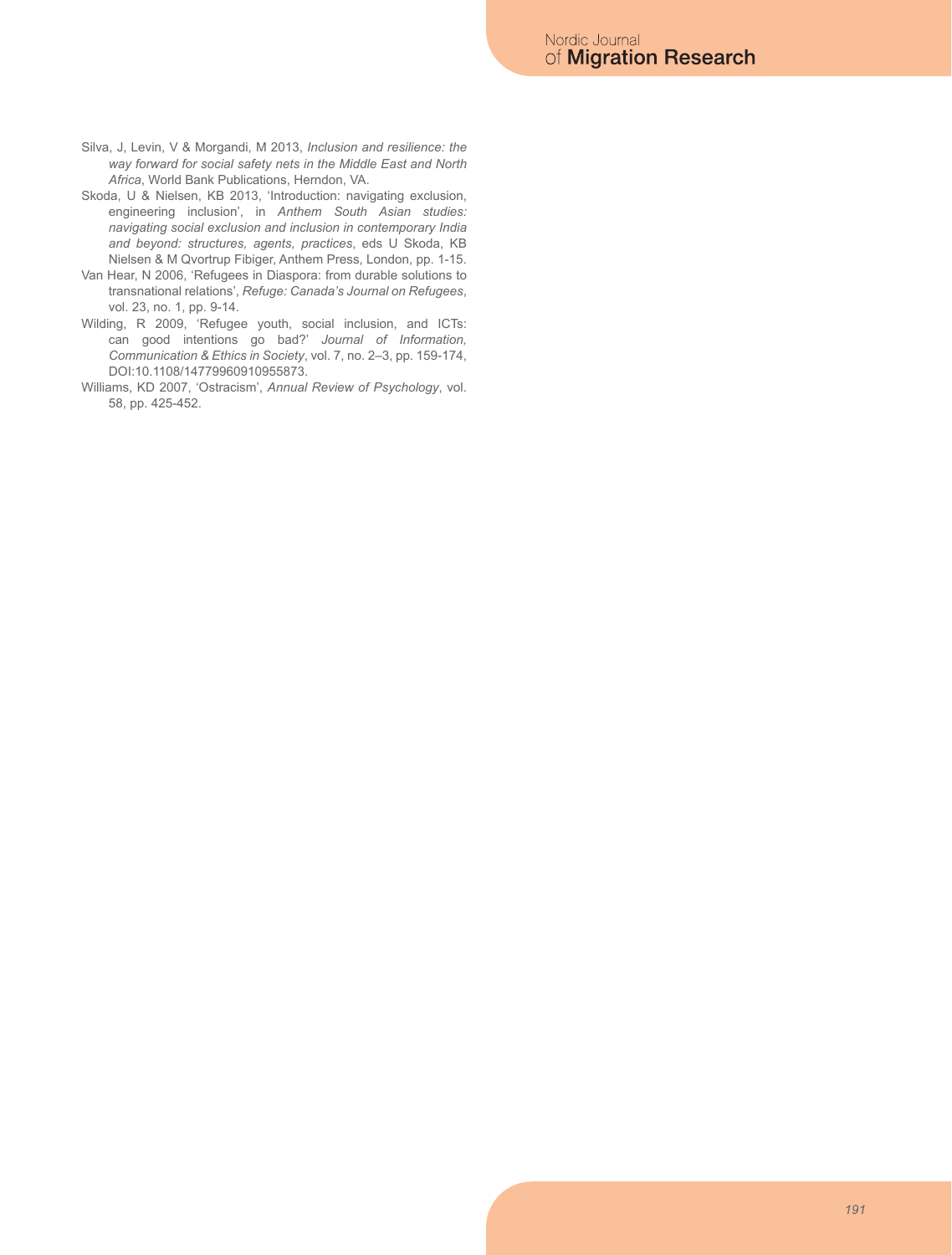Silva, J, Levin, V & Morgandi, M 2013, *Inclusion and resilience: the way forward for social safety nets in the Middle East and North Africa*, World Bank Publications, Herndon, VA.

Skoda, U & Nielsen, KB 2013, 'Introduction: navigating exclusion, engineering inclusion', in *Anthem South Asian studies: navigating social exclusion and inclusion in contemporary India and beyond: structures, agents, practices*, eds U Skoda, KB Nielsen & M Qvortrup Fibiger, Anthem Press, London, pp. 1-15.

Van Hear, N 2006, 'Refugees in Diaspora: from durable solutions to transnational relations', *Refuge: Canada's Journal on Refugees*, vol. 23, no. 1, pp. 9-14.

Wilding, R 2009, 'Refugee youth, social inclusion, and ICTs: can good intentions go bad?' *Journal of Information, Communication & Ethics in Society*, vol. 7, no. 2–3, pp. 159-174, DOI:10.1108/14779960910955873.

Williams, KD 2007, 'Ostracism', *Annual Review of Psychology*, vol. 58, pp. 425-452.